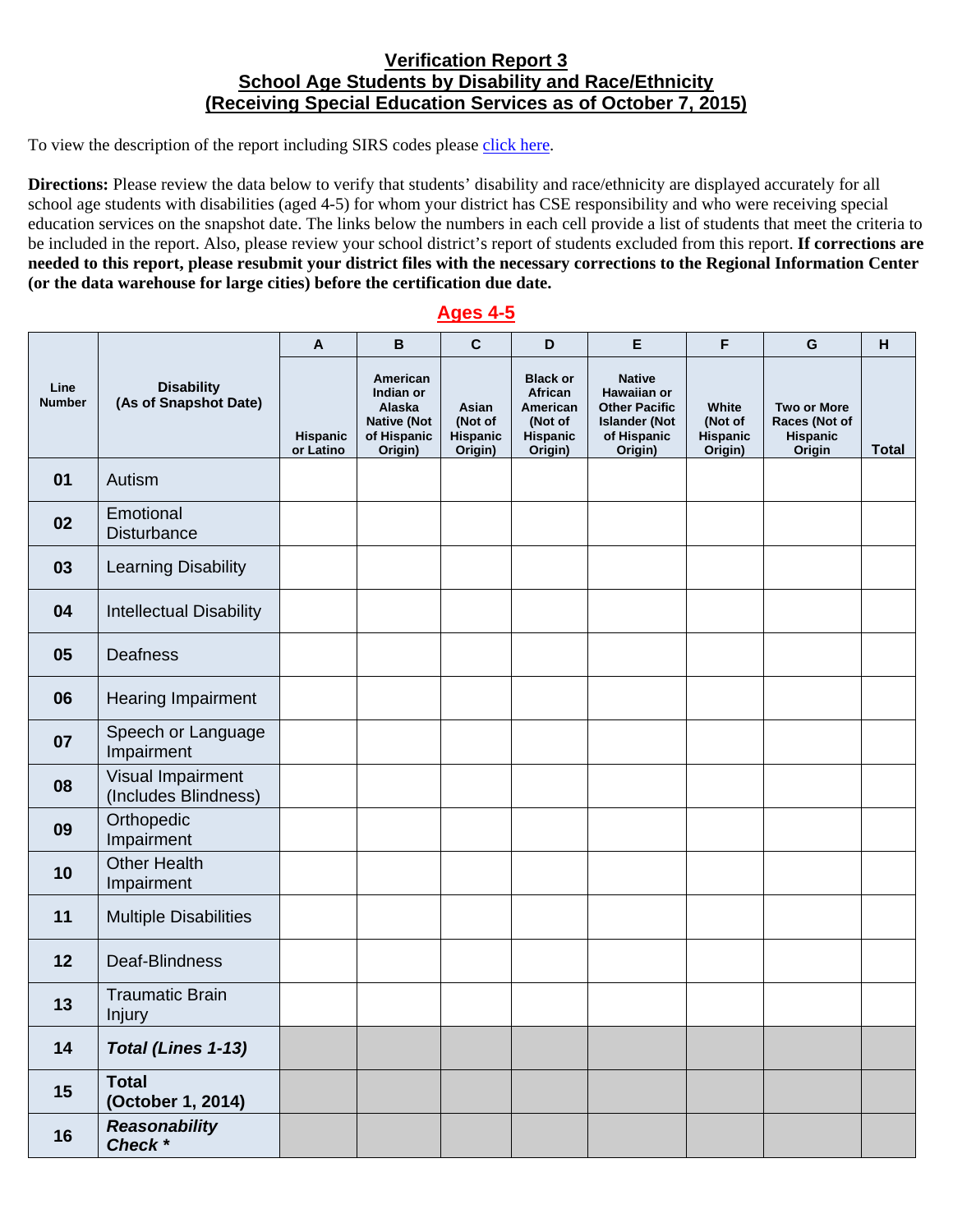# Verification Report 3
## School Age Students by Disability and Race/Ethnicity
## (Receiving Special Education Services as of October 7, 2015)

To view the description of the report including SIRS codes please click here.

**Directions:** Please review the data below to verify that students' disability and race/ethnicity are displayed accurately for all school age students with disabilities (aged 4-5) for whom your district has CSE responsibility and who were receiving special education services on the snapshot date. The links below the numbers in each cell provide a list of students that meet the criteria to be included in the report. Also, please review your school district's report of students excluded from this report. **If corrections are needed to this report, please resubmit your district files with the necessary corrections to the Regional Information Center (or the data warehouse for large cities) before the certification due date.**

### Ages 4-5

| Line Number | Disability (As of Snapshot Date) | A | B | C | D | E | F | G | H |
|---|---|---|---|---|---|---|---|---|---|
| | | Hispanic or Latino | American Indian or Alaska Native (Not of Hispanic Origin) | Asian (Not of Hispanic Origin) | Black or African American (Not of Hispanic Origin) | Native Hawaiian or Other Pacific Islander (Not of Hispanic Origin) | White (Not of Hispanic Origin) | Two or More Races (Not of Hispanic Origin | Total |
| 01 | Autism | | | | | | | | |
| 02 | Emotional Disturbance | | | | | | | | |
| 03 | Learning Disability | | | | | | | | |
| 04 | Intellectual Disability | | | | | | | | |
| 05 | Deafness | | | | | | | | |
| 06 | Hearing Impairment | | | | | | | | |
| 07 | Speech or Language Impairment | | | | | | | | |
| 08 | Visual Impairment (Includes Blindness) | | | | | | | | |
| 09 | Orthopedic Impairment | | | | | | | | |
| 10 | Other Health Impairment | | | | | | | | |
| 11 | Multiple Disabilities | | | | | | | | |
| 12 | Deaf-Blindness | | | | | | | | |
| 13 | Traumatic Brain Injury | | | | | | | | |
| 14 | ***Total (Lines 1-13)*** | | | | | | | | |
| 15 | **Total (October 1, 2014)** | | | | | | | | |
| 16 | ***Reasonability Check **** | | | | | | | | |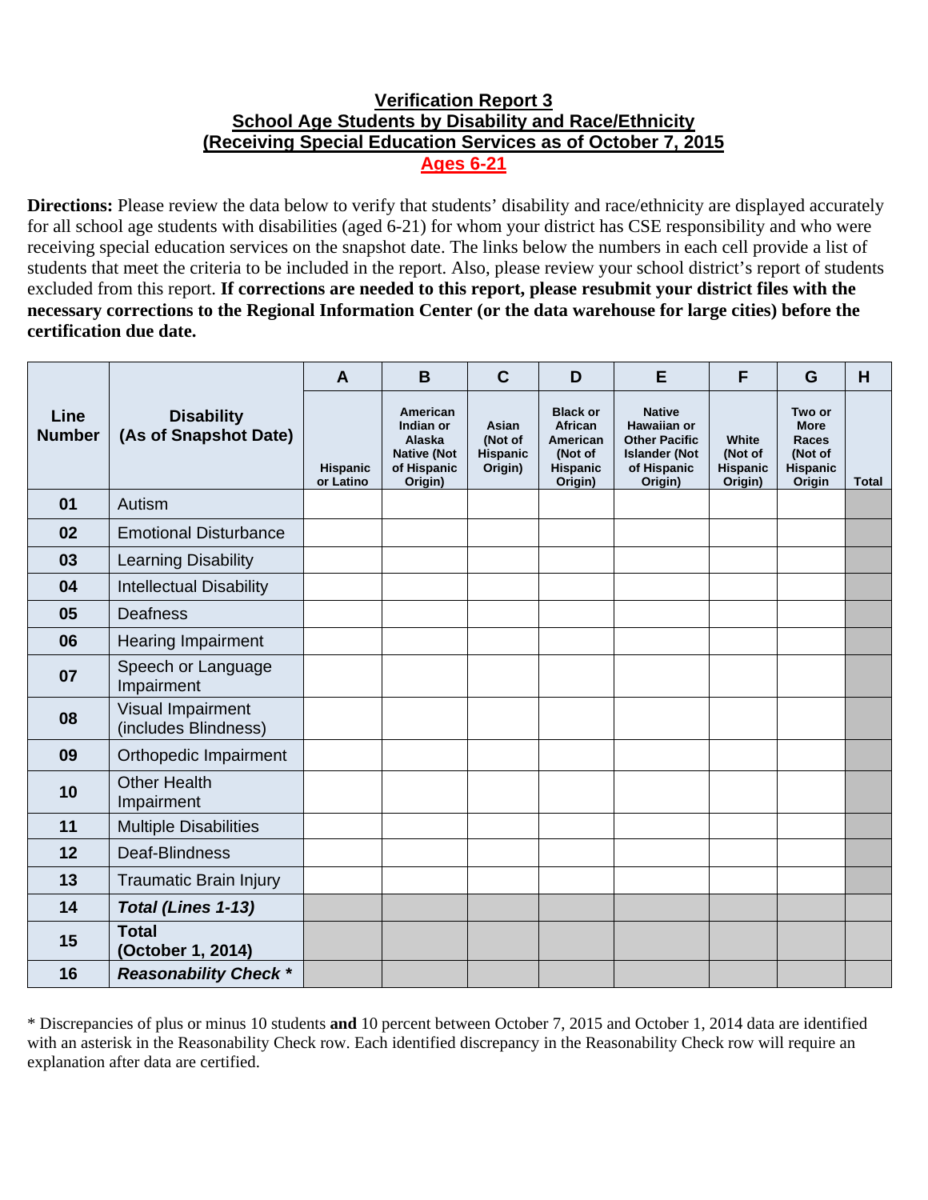## Verification Report 3
## School Age Students by Disability and Race/Ethnicity
## (Receiving Special Education Services as of October 7, 2015
## Ages 6-21

**Directions:** Please review the data below to verify that students' disability and race/ethnicity are displayed accurately for all school age students with disabilities (aged 6-21) for whom your district has CSE responsibility and who were receiving special education services on the snapshot date. The links below the numbers in each cell provide a list of students that meet the criteria to be included in the report. Also, please review your school district's report of students excluded from this report. **If corrections are needed to this report, please resubmit your district files with the necessary corrections to the Regional Information Center (or the data warehouse for large cities) before the certification due date.**

| Line Number | Disability (As of Snapshot Date) | A | B | C | D | E | F | G | H |
|---|---|---|---|---|---|---|---|---|---|
| | | Hispanic or Latino | American Indian or Alaska Native (Not of Hispanic Origin) | Asian (Not of Hispanic Origin) | Black or African American (Not of Hispanic Origin) | Native Hawaiian or Other Pacific Islander (Not of Hispanic Origin) | White (Not of Hispanic Origin) | Two or More Races (Not of Hispanic Origin | Total |
| 01 | Autism | | | | | | | | |
| 02 | Emotional Disturbance | | | | | | | | |
| 03 | Learning Disability | | | | | | | | |
| 04 | Intellectual Disability | | | | | | | | |
| 05 | Deafness | | | | | | | | |
| 06 | Hearing Impairment | | | | | | | | |
| 07 | Speech or Language Impairment | | | | | | | | |
| 08 | Visual Impairment (includes Blindness) | | | | | | | | |
| 09 | Orthopedic Impairment | | | | | | | | |
| 10 | Other Health Impairment | | | | | | | | |
| 11 | Multiple Disabilities | | | | | | | | |
| 12 | Deaf-Blindness | | | | | | | | |
| 13 | Traumatic Brain Injury | | | | | | | | |
| 14 | ***Total (Lines 1-13)*** | | | | | | | | |
| 15 | **Total (October 1, 2014)** | | | | | | | | |
| 16 | ***Reasonability Check **** | | | | | | | | |

* Discrepancies of plus or minus 10 students **and** 10 percent between October 7, 2015 and October 1, 2014 data are identified with an asterisk in the Reasonability Check row. Each identified discrepancy in the Reasonability Check row will require an explanation after data are certified.